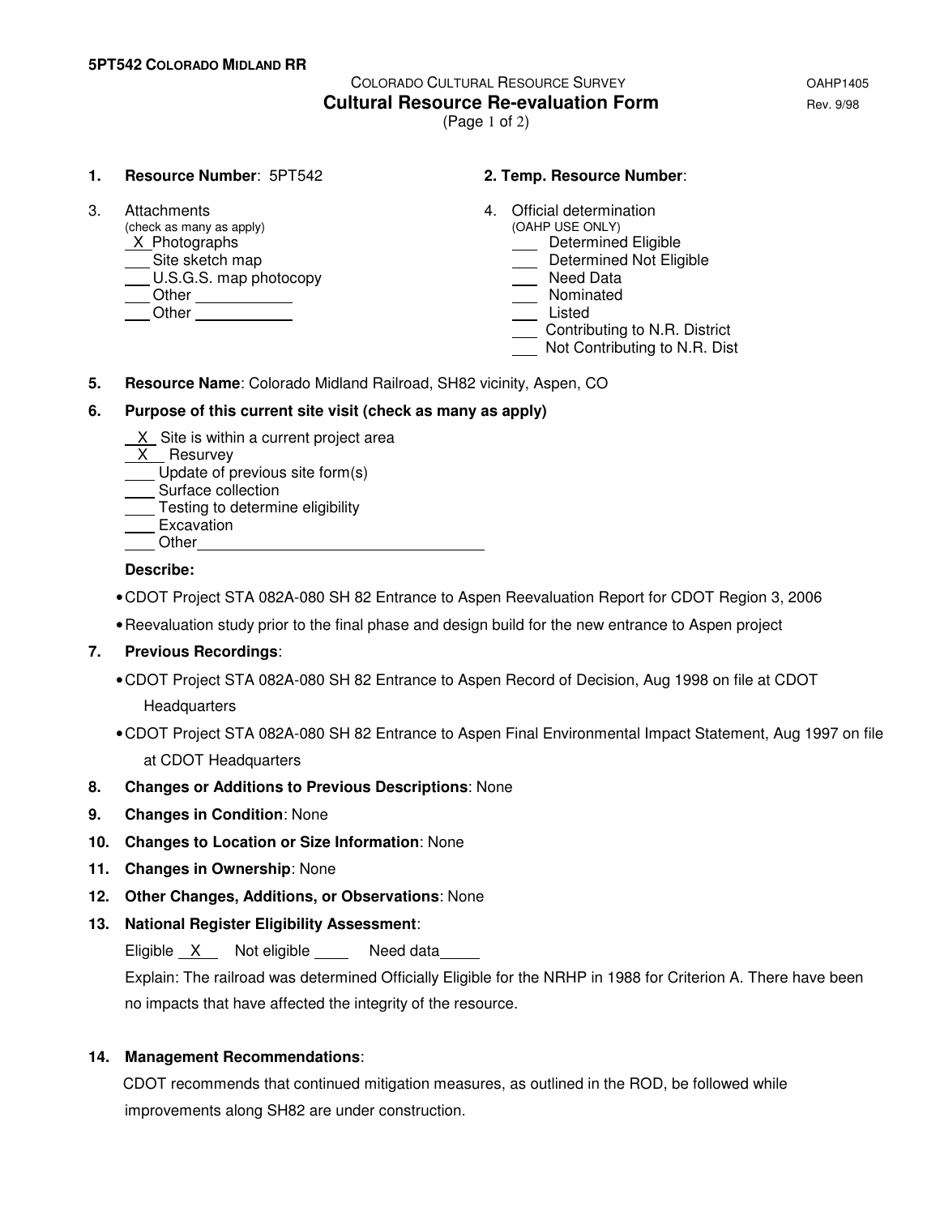**5PT542 COLORADO MIDLAND RR**

COLORADO CULTURAL RESOURCE SURVEY

OAHP1405

# Cultural Resource Re-evaluation Form

Rev. 9/98

(Page 1 of 2)

**1. Resource Number**: 5PT542

**2. Temp. Resource Number**:

3. Attachments
(check as many as apply)
_X_ Photographs
___ Site sketch map
___ U.S.G.S. map photocopy
___ Other ___________
___ Other ___________

4. Official determination
(OAHP USE ONLY)
___ Determined Eligible
___ Determined Not Eligible
___ Need Data
___ Nominated
___ Listed
___ Contributing to N.R. District
___ Not Contributing to N.R. Dist

**5. Resource Name**: Colorado Midland Railroad, SH82 vicinity, Aspen, CO

**6. Purpose of this current site visit (check as many as apply)**

_X_ Site is within a current project area
_X_ Resurvey
___ Update of previous site form(s)
___ Surface collection
___ Testing to determine eligibility
___ Excavation
___ Other_________________________________

**Describe:**

- CDOT Project STA 082A-080 SH 82 Entrance to Aspen Reevaluation Report for CDOT Region 3, 2006
- Reevaluation study prior to the final phase and design build for the new entrance to Aspen project

**7. Previous Recordings**:

- CDOT Project STA 082A-080 SH 82 Entrance to Aspen Record of Decision, Aug 1998 on file at CDOT Headquarters
- CDOT Project STA 082A-080 SH 82 Entrance to Aspen Final Environmental Impact Statement, Aug 1997 on file at CDOT Headquarters

**8. Changes or Additions to Previous Descriptions**: None

**9. Changes in Condition**: None

**10. Changes to Location or Size Information**: None

**11. Changes in Ownership**: None

**12. Other Changes, Additions, or Observations**: None

**13. National Register Eligibility Assessment**:

Eligible _X_ Not eligible ____ Need data_____

Explain: The railroad was determined Officially Eligible for the NRHP in 1988 for Criterion A. There have been no impacts that have affected the integrity of the resource.

**14. Management Recommendations**:

CDOT recommends that continued mitigation measures, as outlined in the ROD, be followed while improvements along SH82 are under construction.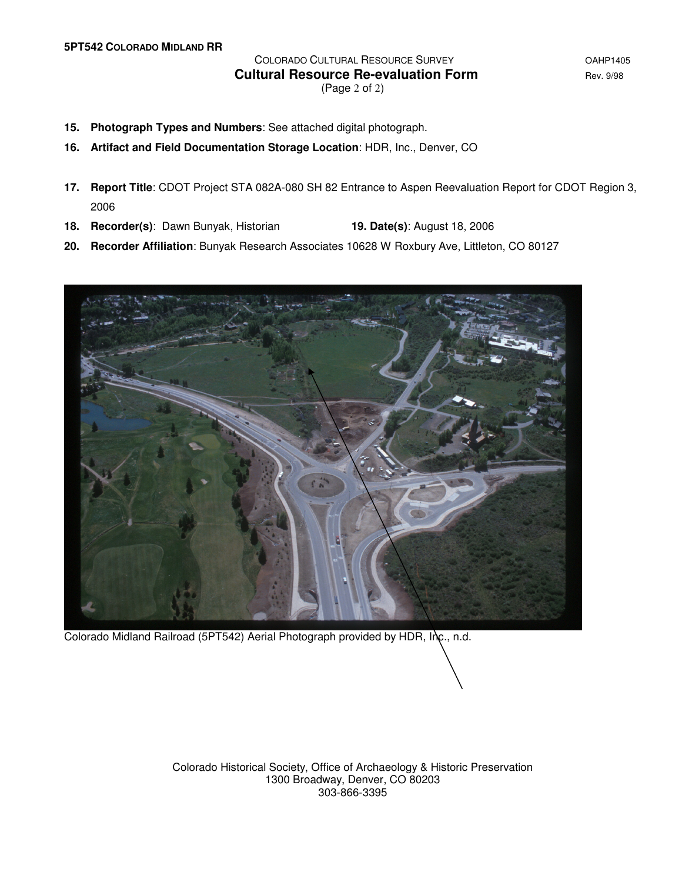**5PT542 COLORADO MIDLAND RR**

COLORADO CULTURAL RESOURCE SURVEY

**Cultural Resource Re-evaluation Form**

(Page 2 of 2)

OAHP1405 Rev. 9/98

15. **Photograph Types and Numbers**: See attached digital photograph.
16. **Artifact and Field Documentation Storage Location**: HDR, Inc., Denver, CO
17. **Report Title**: CDOT Project STA 082A-080 SH 82 Entrance to Aspen Reevaluation Report for CDOT Region 3, 2006
18. **Recorder(s)**: Dawn Bunyak, Historian
19. **Date(s)**: August 18, 2006
20. **Recorder Affiliation**: Bunyak Research Associates 10628 W Roxbury Ave, Littleton, CO 80127

Colorado Midland Railroad (5PT542) Aerial Photograph provided by HDR, Inc., n.d.

Colorado Historical Society, Office of Archaeology & Historic Preservation
1300 Broadway, Denver, CO 80203
303-866-3395